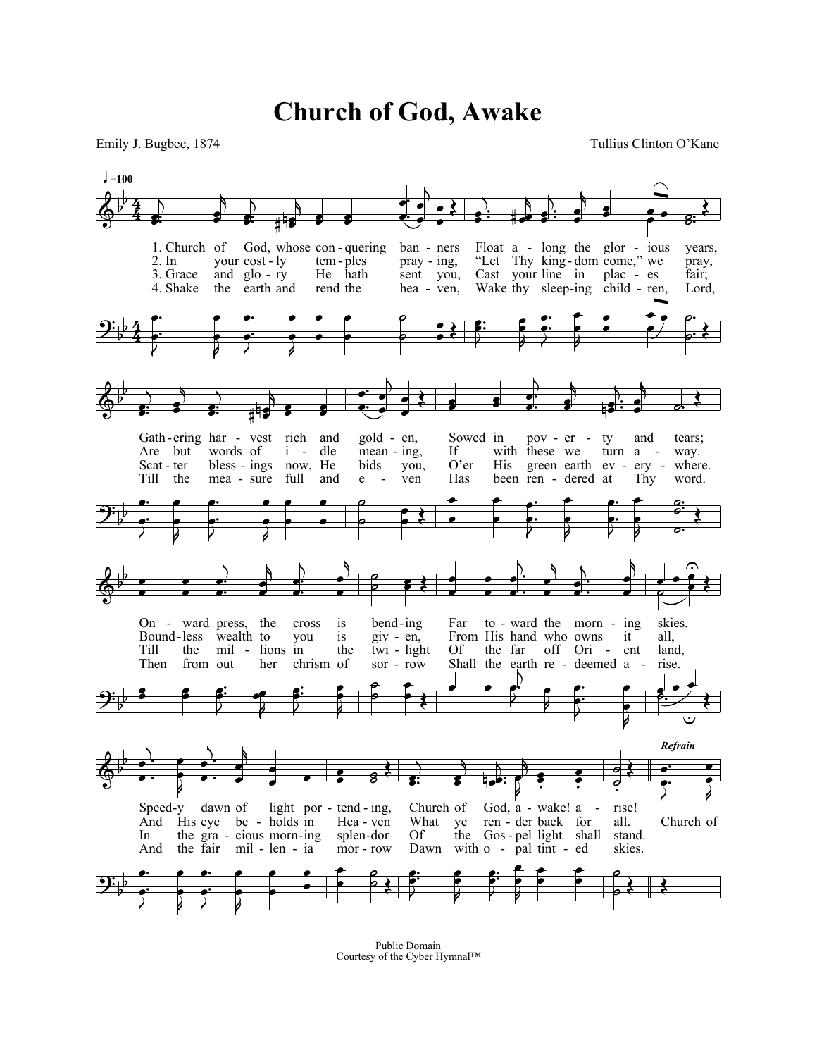# Church of God, Awake

Emily J. Bugbee, 1874

Tullius Clinton O'Kane

♩=100

1. Church of God, whose con-quering ban-ners Float a-long the glor-ious years,
Gath-ering har-vest rich and gold-en, Sowed in pov-er-ty and tears;
On-ward press, the cross is bend-ing Far to-ward the morn-ing skies,
Speed-y dawn of light por-tend-ing, Church of God, a-wake! a-rise!

2. In your cost-ly tem-ples pray-ing, "Let Thy king-dom come," we pray,
Are but words of i-dle mean-ing, If with these we turn a-way.
Bound-less wealth to you is giv-en, From His hand who owns it all,
And His eye be-holds in Hea-ven What ye ren-der back for all.

3. Grace and glo-ry He hath sent you, Cast your line in plac-es fair;
Scat-ter bless-ings now, He bids you, O'er His green earth ev-ery-where.
Till the mil-lions in the twi-light Of the far off Ori-ent land,
In the gra-cious morn-ing splen-dor Of the Gos-pel light shall stand.

4. Shake the earth and rend the hea-ven, Wake thy sleep-ing child-ren, Lord,
Till the mea-sure full and e-ven Has been ren-dered at Thy word.
Then from out her chrism of sor-row Shall the earth re-deemed a-rise.
And the fair mil-len-ia mor-row Dawn with o-pal tint-ed skies.

*Refrain*

Church of

Public Domain
Courtesy of the Cyber Hymnal™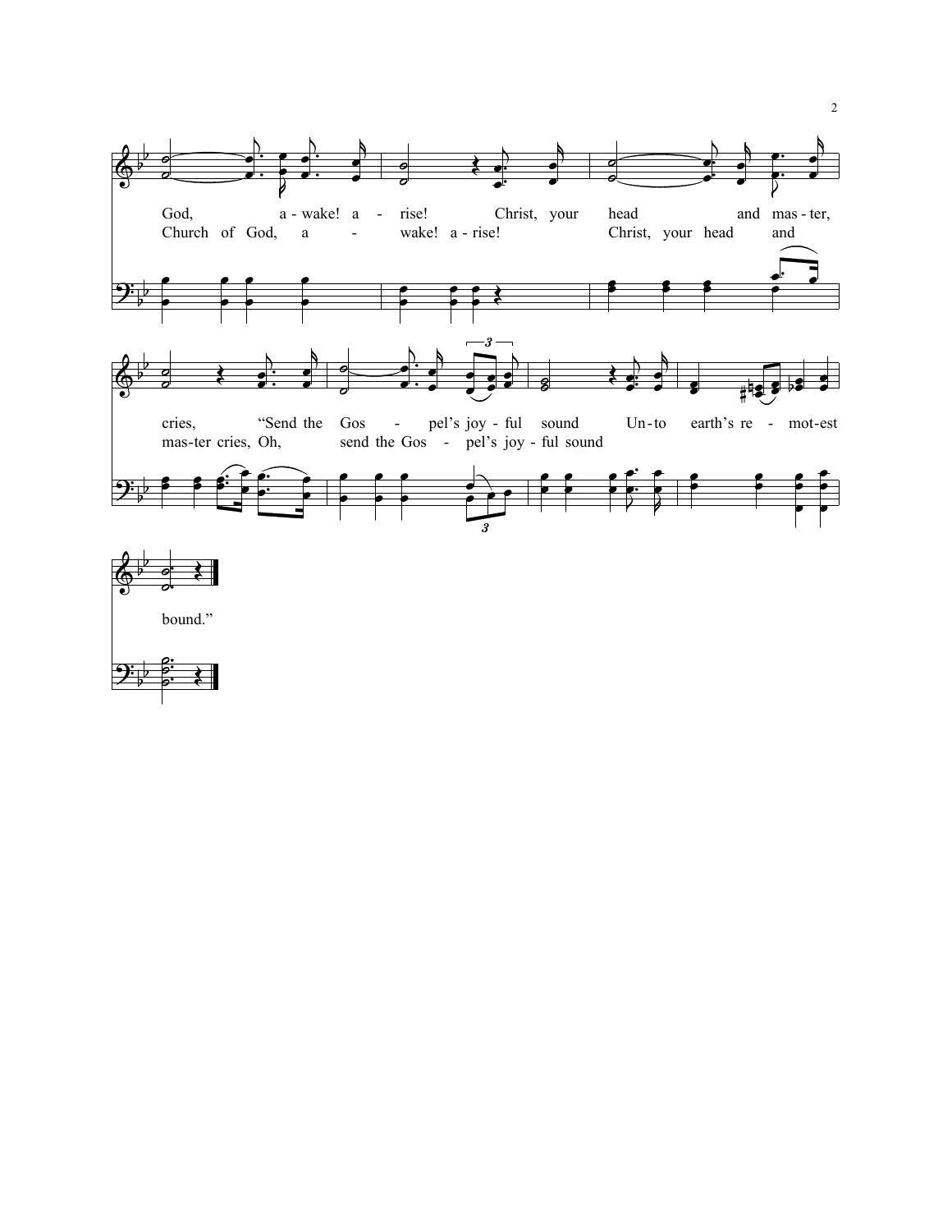God, a - wake! a - rise! Christ, your head and mas - ter,
Church of God, a - wake! a - rise! Christ, your head and

cries, "Send the Gos - pel's joy - ful sound Un - to earth's re - mot - est
mas - ter cries, Oh, send the Gos - pel's joy - ful sound

bound."